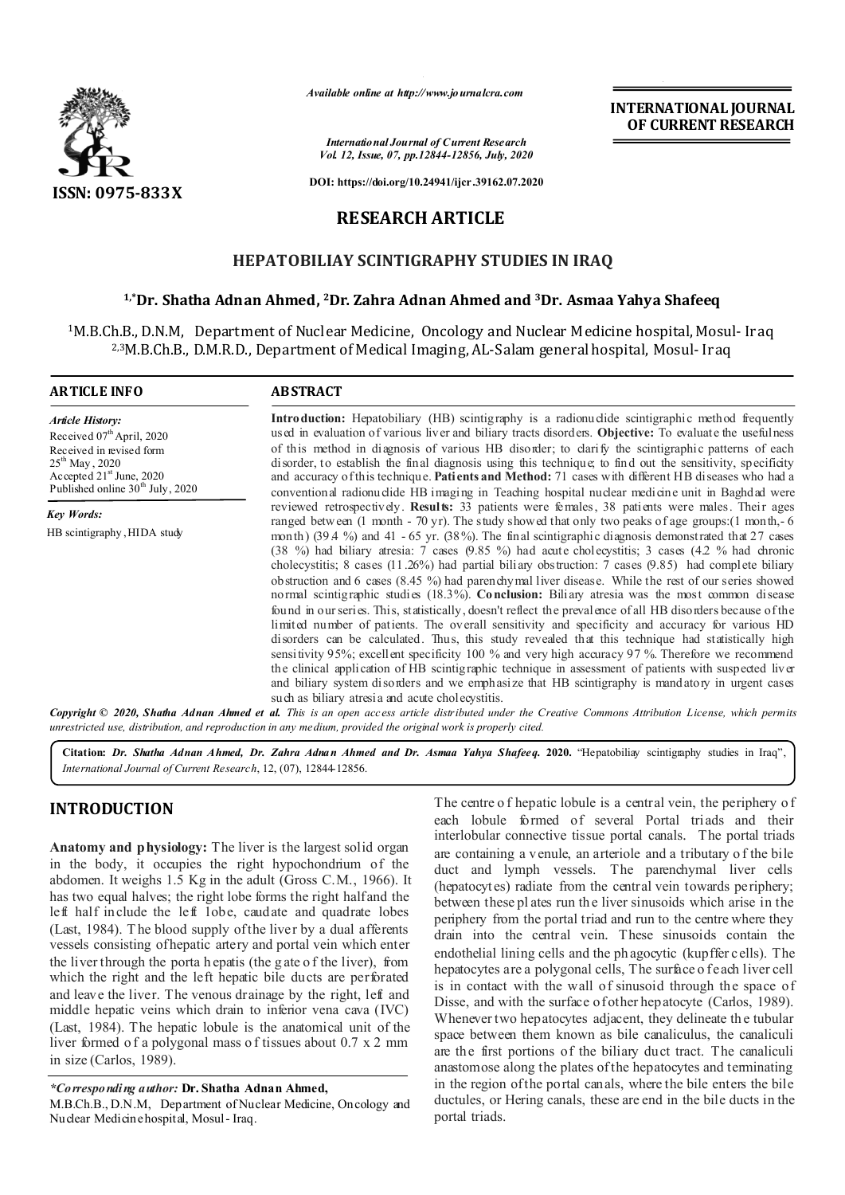ISSN: 0975-833X

*Available online at http://www.journalcra.com*

*International Journal of Current Research*
*Vol. 12, Issue, 07, pp.12844-12856, July, 2020*

**DOI: https://doi.org/10.24941/ijcr.39162.07.2020**

**INTERNATIONAL JOURNAL OF CURRENT RESEARCH**

# RESEARCH ARTICLE

## HEPATOBILIAY SCINTIGRAPHY STUDIES IN IRAQ

**[1,*]Dr. Shatha Adnan Ahmed, [2]Dr. Zahra Adnan Ahmed and [3]Dr. Asmaa Yahya Shafeeq**

[1]M.B.Ch.B., D.N.M, Department of Nuclear Medicine, Oncology and Nuclear Medicine hospital, Mosul- Iraq
[2,3]M.B.Ch.B., D.M.R.D., Department of Medical Imaging, AL-Salam general hospital, Mosul- Iraq

### ARTICLE INFO

*Article History:*
Received 07th April, 2020
Received in revised form
25th May, 2020
Accepted 21st June, 2020
Published online 30th July, 2020

*Key Words:*
HB scintigraphy, HIDA study

### ABSTRACT

**Introduction:** Hepatobiliary (HB) scintigraphy is a radionuclide scintigraphic method frequently used in evaluation of various liver and biliary tracts disorders. **Objective:** To evaluate the usefulness of this method in diagnosis of various HB disorder; to clarify the scintigraphic patterns of each disorder, to establish the final diagnosis using this technique; to find out the sensitivity, specificity and accuracy of this technique. **Patients and Method:** 71 cases with different HB diseases who had a conventional radionuclide HB imaging in Teaching hospital nuclear medicine unit in Baghdad were reviewed retrospectively. **Results:** 33 patients were females, 38 patients were males. Their ages ranged between (1 month - 70 yr). The study showed that only two peaks of age groups:(1 month,- 6 month) (39.4 %) and 41 - 65 yr. (38%). The final scintigraphic diagnosis demonstrated that 27 cases (38 %) had biliary atresia: 7 cases (9.85 %) had acute cholecystitis; 3 cases (4.2 % had chronic cholecystitis; 8 cases (11.26%) had partial biliary obstruction: 7 cases (9.85) had complete biliary obstruction and 6 cases (8.45 %) had parenchymal liver disease. While the rest of our series showed normal scintigraphic studies (18.3%). **Conclusion:** Biliary atresia was the most common disease found in our series. This, statistically, doesn't reflect the prevalence of all HB disorders because of the limited number of patients. The overall sensitivity and specificity and accuracy for various HD disorders can be calculated. Thus, this study revealed that this technique had statistically high sensitivity 95%; excellent specificity 100 % and very high accuracy 97 %. Therefore we recommend the clinical application of HB scintigraphic technique in assessment of patients with suspected liver and biliary system disorders and we emphasize that HB scintigraphy is mandatory in urgent cases such as biliary atresia and acute cholecystitis.

***Copyright © 2020, Shatha Adnan Ahmed et al.*** *This is an open access article distributed under the Creative Commons Attribution License, which permits unrestricted use, distribution, and reproduction in any medium, provided the original work is properly cited.*

**Citation:** ***Dr. Shatha Adnan Ahmed, Dr. Zahra Adnan Ahmed and Dr. Asmaa Yahya Shafeeq.* 2020.** "Hepatobiliay scintigraphy studies in Iraq", *International Journal of Current Research*, 12, (07), 12844-12856.

## INTRODUCTION

**Anatomy and physiology:** The liver is the largest solid organ in the body, it occupies the right hypochondrium of the abdomen. It weighs 1.5 Kg in the adult (Gross C.M., 1966). It has two equal halves; the right lobe forms the right half and the left half include the left lobe, caudate and quadrate lobes (Last, 1984). The blood supply of the liver by a dual afferents vessels consisting of hepatic artery and portal vein which enter the liver through the porta hepatis (the gate of the liver), from which the right and the left hepatic bile ducts are perforated and leave the liver. The venous drainage by the right, left and middle hepatic veins which drain to inferior vena cava (IVC) (Last, 1984). The hepatic lobule is the anatomical unit of the liver formed of a polygonal mass of tissues about 0.7 x 2 mm in size (Carlos, 1989). The centre of hepatic lobule is a central vein, the periphery of each lobule formed of several Portal triads and their interlobular connective tissue portal canals. The portal triads are containing a venule, an arteriole and a tributary of the bile duct and lymph vessels. The parenchymal liver cells (hepatocytes) radiate from the central vein towards periphery; between these plates run the liver sinusoids which arise in the periphery from the portal triad and run to the centre where they drain into the central vein. These sinusoids contain the endothelial lining cells and the phagocytic (kupffer cells). The hepatocytes are a polygonal cells, The surface of each liver cell is in contact with the wall of sinusoid through the space of Disse, and with the surface of other hepatocyte (Carlos, 1989). Whenever two hepatocytes adjacent, they delineate the tubular space between them known as bile canaliculus, the canaliculi are the first portions of the biliary duct tract. The canaliculi anastomose along the plates of the hepatocytes and terminating in the region of the portal canals, where the bile enters the bile ductules, or Hering canals, these are end in the bile ducts in the portal triads.

*\*Corresponding author:* **Dr. Shatha Adnan Ahmed,**
M.B.Ch.B., D.N.M, Department of Nuclear Medicine, Oncology and Nuclear Medicine hospital, Mosul- Iraq.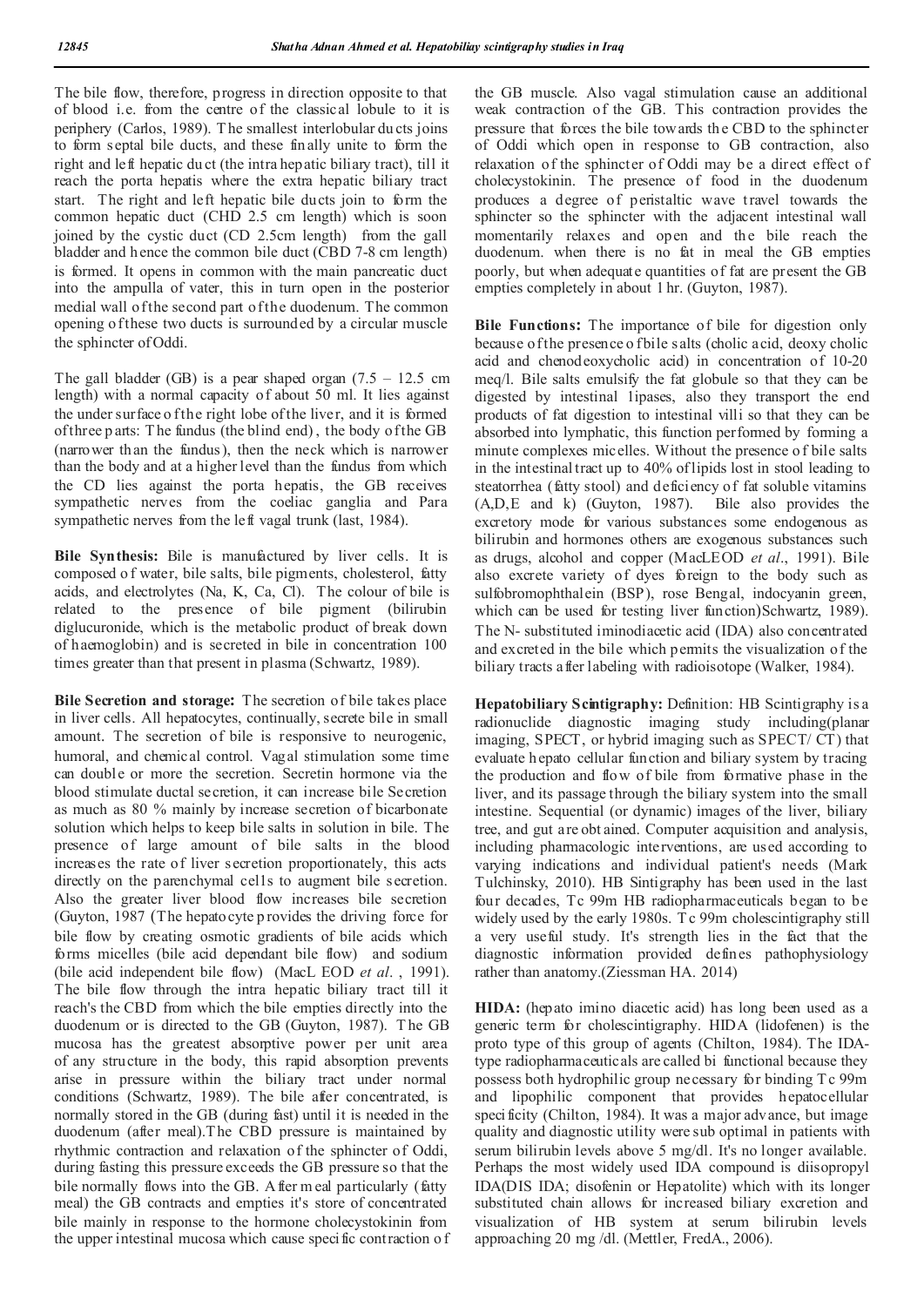The bile flow, therefore, progress in direction opposite to that of blood i.e. from the centre of the classical lobule to it is periphery (Carlos, 1989). The smallest interlobular ducts joins to form septal bile ducts, and these finally unite to form the right and left hepatic duct (the intra hepatic biliary tract), till it reach the porta hepatis where the extra hepatic biliary tract start. The right and left hepatic bile ducts join to form the common hepatic duct (CHD 2.5 cm length) which is soon joined by the cystic duct (CD 2.5cm length) from the gall bladder and hence the common bile duct (CBD 7-8 cm length) is formed. It opens in common with the main pancreatic duct into the ampulla of vater, this in turn open in the posterior medial wall of the second part of the duodenum. The common opening of these two ducts is surrounded by a circular muscle the sphincter of Oddi.

The gall bladder (GB) is a pear shaped organ (7.5 – 12.5 cm length) with a normal capacity of about 50 ml. It lies against the under surface of the right lobe of the liver, and it is formed of three parts: The fundus (the blind end), the body of the GB (narrower than the fundus), then the neck which is narrower than the body and at a higher level than the fundus from which the CD lies against the porta hepatis, the GB receives sympathetic nerves from the coeliac ganglia and Para sympathetic nerves from the left vagal trunk (last, 1984).

**Bile Synthesis:** Bile is manufactured by liver cells. It is composed of water, bile salts, bile pigments, cholesterol, fatty acids, and electrolytes (Na, K, Ca, Cl). The colour of bile is related to the presence of bile pigment (bilirubin diglucuronide, which is the metabolic product of break down of haemoglobin) and is secreted in bile in concentration 100 times greater than that present in plasma (Schwartz, 1989).

**Bile Secretion and storage:** The secretion of bile takes place in liver cells. All hepatocytes, continually, secrete bile in small amount. The secretion of bile is responsive to neurogenic, humoral, and chemical control. Vagal stimulation some time can double or more the secretion. Secretin hormone via the blood stimulate ductal secretion, it can increase bile Secretion as much as 80 % mainly by increase secretion of bicarbonate solution which helps to keep bile salts in solution in bile. The presence of large amount of bile salts in the blood increases the rate of liver secretion proportionately, this acts directly on the parenchymal cells to augment bile secretion. Also the greater liver blood flow increases bile secretion (Guyton, 1987 (The hepatocyte provides the driving force for bile flow by creating osmotic gradients of bile acids which forms micelles (bile acid dependant bile flow) and sodium (bile acid independent bile flow) (MacL EOD *et al*. , 1991). The bile flow through the intra hepatic biliary tract till it reach's the CBD from which the bile empties directly into the duodenum or is directed to the GB (Guyton, 1987). The GB mucosa has the greatest absorptive power per unit area of any structure in the body, this rapid absorption prevents arise in pressure within the biliary tract under normal conditions (Schwartz, 1989). The bile after concentrated, is normally stored in the GB (during fast) until it is needed in the duodenum (after meal).The CBD pressure is maintained by rhythmic contraction and relaxation of the sphincter of Oddi, during fasting this pressure exceeds the GB pressure so that the bile normally flows into the GB. After meal particularly (fatty meal) the GB contracts and empties it's store of concentrated bile mainly in response to the hormone cholecystokinin from the upper intestinal mucosa which cause specific contraction of the GB muscle. Also vagal stimulation cause an additional weak contraction of the GB. This contraction provides the pressure that forces the bile towards the CBD to the sphincter of Oddi which open in response to GB contraction, also relaxation of the sphincter of Oddi may be a direct effect of cholecystokinin. The presence of food in the duodenum produces a degree of peristaltic wave travel towards the sphincter so the sphincter with the adjacent intestinal wall momentarily relaxes and open and the bile reach the duodenum. when there is no fat in meal the GB empties poorly, but when adequate quantities of fat are present the GB empties completely in about 1 hr. (Guyton, 1987).

**Bile Functions:** The importance of bile for digestion only because of the presence of bile salts (cholic acid, deoxy cholic acid and chenodeoxycholic acid) in concentration of 10-20 meq/l. Bile salts emulsify the fat globule so that they can be digested by intestinal lipases, also they transport the end products of fat digestion to intestinal villi so that they can be absorbed into lymphatic, this function performed by forming a minute complexes micelles. Without the presence of bile salts in the intestinal tract up to 40% of lipids lost in stool leading to steatorrhea (fatty stool) and deficiency of fat soluble vitamins (A,D,E and k) (Guyton, 1987). Bile also provides the excretory mode for various substances some endogenous as bilirubin and hormones others are exogenous substances such as drugs, alcohol and copper (MacLEOD *et al*., 1991). Bile also excrete variety of dyes foreign to the body such as sulfobromophthalein (BSP), rose Bengal, indocyanin green, which can be used for testing liver function)Schwartz, 1989). The N- substituted iminodiacetic acid (IDA) also concentrated and excreted in the bile which permits the visualization of the biliary tracts after labeling with radioisotope (Walker, 1984).

**Hepatobiliary Scintigraphy:** Definition: HB Scintigraphy is a radionuclide diagnostic imaging study including(planar imaging, SPECT, or hybrid imaging such as SPECT/ CT) that evaluate hepato cellular function and biliary system by tracing the production and flow of bile from formative phase in the liver, and its passage through the biliary system into the small intestine. Sequential (or dynamic) images of the liver, biliary tree, and gut are obtained. Computer acquisition and analysis, including pharmacologic interventions, are used according to varying indications and individual patient's needs (Mark Tulchinsky, 2010). HB Sintigraphy has been used in the last four decades, Tc 99m HB radiopharmaceuticals began to be widely used by the early 1980s. Tc 99m cholescintigraphy still a very useful study. It's strength lies in the fact that the diagnostic information provided defines pathophysiology rather than anatomy.(Ziessman HA. 2014)

**HIDA:** (hepato imino diacetic acid) has long been used as a generic term for cholescintigraphy. HIDA (lidofenen) is the proto type of this group of agents (Chilton, 1984). The IDA-type radiopharmaceuticals are called bi functional because they possess both hydrophilic group necessary for binding Tc 99m and lipophilic component that provides hepatocellular specificity (Chilton, 1984). It was a major advance, but image quality and diagnostic utility were sub optimal in patients with serum bilirubin levels above 5 mg/dl. It's no longer available. Perhaps the most widely used IDA compound is diisopropyl IDA(DIS IDA; disofenin or Hepatolite) which with its longer substituted chain allows for increased biliary excretion and visualization of HB system at serum bilirubin levels approaching 20 mg /dl. (Mettler, FredA., 2006).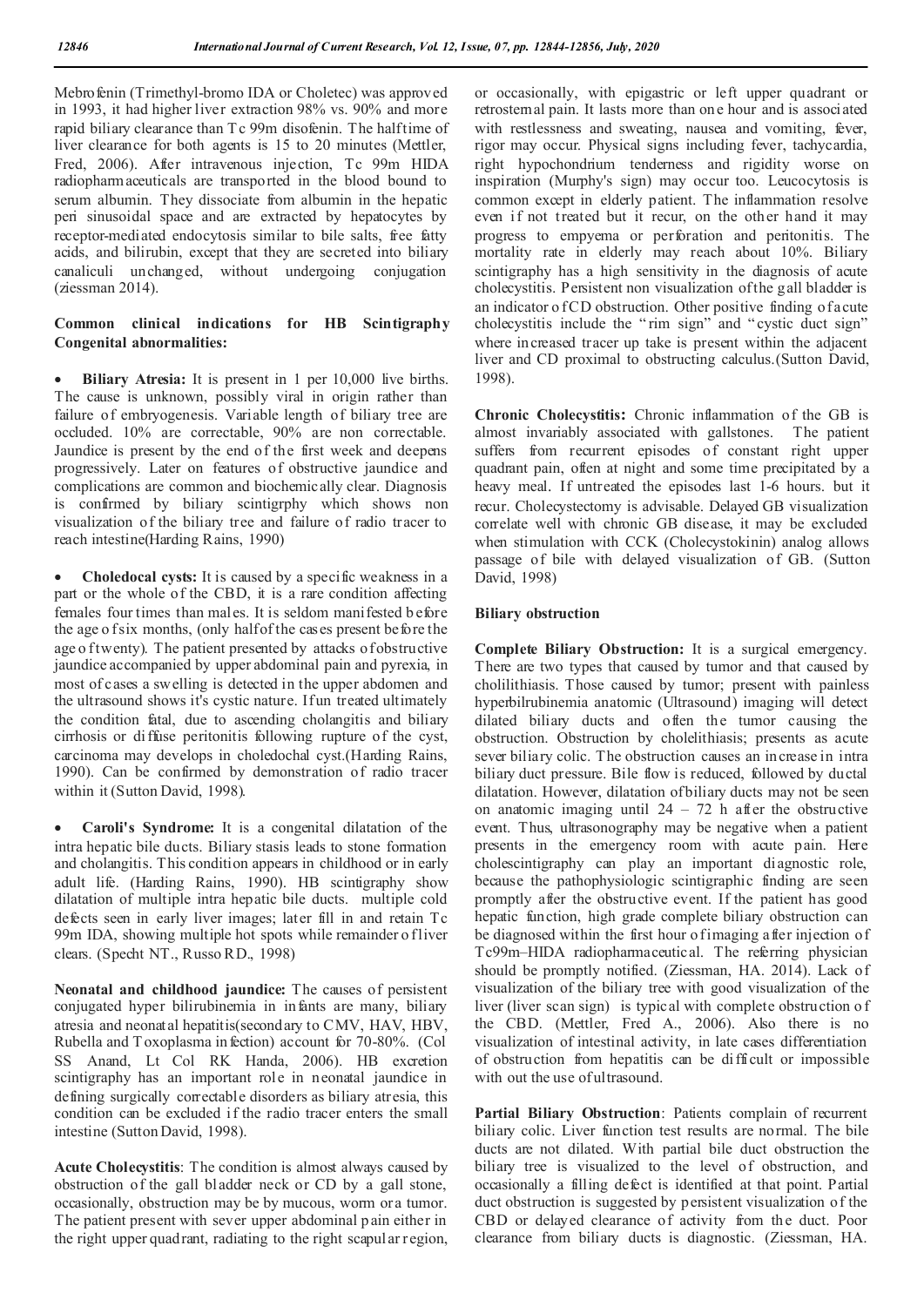Mebrofenin (Trimethyl-bromo IDA or Choletec) was approved in 1993, it had higher liver extraction 98% vs. 90% and more rapid biliary clearance than Tc 99m disofenin. The halftime of liver clearance for both agents is 15 to 20 minutes (Mettler, Fred, 2006). After intravenous injection, Tc 99m HIDA radiopharmaceuticals are transported in the blood bound to serum albumin. They dissociate from albumin in the hepatic peri sinusoidal space and are extracted by hepatocytes by receptor-mediated endocytosis similar to bile salts, free fatty acids, and bilirubin, except that they are secreted into biliary canaliculi unchanged, without undergoing conjugation (ziessman 2014).

**Common clinical indications for HB Scintigraphy Congenital abnormalities:**

- **Biliary Atresia:** It is present in 1 per 10,000 live births. The cause is unknown, possibly viral in origin rather than failure of embryogenesis. Variable length of biliary tree are occluded. 10% are correctable, 90% are non correctable. Jaundice is present by the end of the first week and deepens progressively. Later on features of obstructive jaundice and complications are common and biochemically clear. Diagnosis is confirmed by biliary scintigrphy which shows non visualization of the biliary tree and failure of radio tracer to reach intestine(Harding Rains, 1990)

- **Choledocal cysts:** It is caused by a specific weakness in a part or the whole of the CBD, it is a rare condition affecting females four times than males. It is seldom manifested before the age of six months, (only half of the cases present before the age of twenty). The patient presented by attacks of obstructive jaundice accompanied by upper abdominal pain and pyrexia, in most of cases a swelling is detected in the upper abdomen and the ultrasound shows it's cystic nature. If un treated ultimately the condition fatal, due to ascending cholangitis and biliary cirrhosis or diffuse peritonitis following rupture of the cyst, carcinoma may develops in choledochal cyst.(Harding Rains, 1990). Can be confirmed by demonstration of radio tracer within it (Sutton David, 1998).

- **Caroli's Syndrome:** It is a congenital dilatation of the intra hepatic bile ducts. Biliary stasis leads to stone formation and cholangitis. This condition appears in childhood or in early adult life. (Harding Rains, 1990). HB scintigraphy show dilatation of multiple intra hepatic bile ducts. multiple cold defects seen in early liver images; later fill in and retain Tc 99m IDA, showing multiple hot spots while remainder of liver clears. (Specht NT., Russo RD., 1998)

**Neonatal and childhood jaundice:** The causes of persistent conjugated hyper bilirubinemia in infants are many, biliary atresia and neonatal hepatitis(secondary to CMV, HAV, HBV, Rubella and Toxoplasma infection) account for 70-80%. (Col SS Anand, Lt Col RK Handa, 2006). HB excretion scintigraphy has an important role in neonatal jaundice in defining surgically correctable disorders as biliary atresia, this condition can be excluded if the radio tracer enters the small intestine (Sutton David, 1998).

**Acute Cholecystitis**: The condition is almost always caused by obstruction of the gall bladder neck or CD by a gall stone, occasionally, obstruction may be by mucous, worm or a tumor. The patient present with sever upper abdominal pain either in the right upper quadrant, radiating to the right scapular region, or occasionally, with epigastric or left upper quadrant or retrosternal pain. It lasts more than one hour and is associated with restlessness and sweating, nausea and vomiting, fever, rigor may occur. Physical signs including fever, tachycardia, right hypochondrium tenderness and rigidity worse on inspiration (Murphy's sign) may occur too. Leucocytosis is common except in elderly patient. The inflammation resolve even if not treated but it recur, on the other hand it may progress to empyema or perforation and peritonitis. The mortality rate in elderly may reach about 10%. Biliary scintigraphy has a high sensitivity in the diagnosis of acute cholecystitis. Persistent non visualization of the gall bladder is an indicator of CD obstruction. Other positive finding of acute cholecystitis include the "rim sign" and "cystic duct sign" where increased tracer up take is present within the adjacent liver and CD proximal to obstructing calculus.(Sutton David, 1998).

**Chronic Cholecystitis:** Chronic inflammation of the GB is almost invariably associated with gallstones. The patient suffers from recurrent episodes of constant right upper quadrant pain, often at night and some time precipitated by a heavy meal. If untreated the episodes last 1-6 hours. but it recur. Cholecystectomy is advisable. Delayed GB visualization correlate well with chronic GB disease, it may be excluded when stimulation with CCK (Cholecystokinin) analog allows passage of bile with delayed visualization of GB. (Sutton David, 1998)

**Biliary obstruction**

**Complete Biliary Obstruction:** It is a surgical emergency. There are two types that caused by tumor and that caused by cholilithiasis. Those caused by tumor; present with painless hyperbilrubinemia anatomic (Ultrasound) imaging will detect dilated biliary ducts and often the tumor causing the obstruction. Obstruction by cholelithiasis; presents as acute sever biliary colic. The obstruction causes an increase in intra biliary duct pressure. Bile flow is reduced, followed by ductal dilatation. However, dilatation of biliary ducts may not be seen on anatomic imaging until 24 – 72 h after the obstructive event. Thus, ultrasonography may be negative when a patient presents in the emergency room with acute pain. Here cholescintigraphy can play an important diagnostic role, because the pathophysiologic scintigraphic finding are seen promptly after the obstructive event. If the patient has good hepatic function, high grade complete biliary obstruction can be diagnosed within the first hour of imaging after injection of Tc99m–HIDA radiopharmaceutical. The referring physician should be promptly notified. (Ziessman, HA. 2014). Lack of visualization of the biliary tree with good visualization of the liver (liver scan sign) is typical with complete obstruction of the CBD. (Mettler, Fred A., 2006). Also there is no visualization of intestinal activity, in late cases differentiation of obstruction from hepatitis can be difficult or impossible with out the use of ultrasound.

**Partial Biliary Obstruction**: Patients complain of recurrent biliary colic. Liver function test results are normal. The bile ducts are not dilated. With partial bile duct obstruction the biliary tree is visualized to the level of obstruction, and occasionally a filling defect is identified at that point. Partial duct obstruction is suggested by persistent visualization of the CBD or delayed clearance of activity from the duct. Poor clearance from biliary ducts is diagnostic. (Ziessman, HA.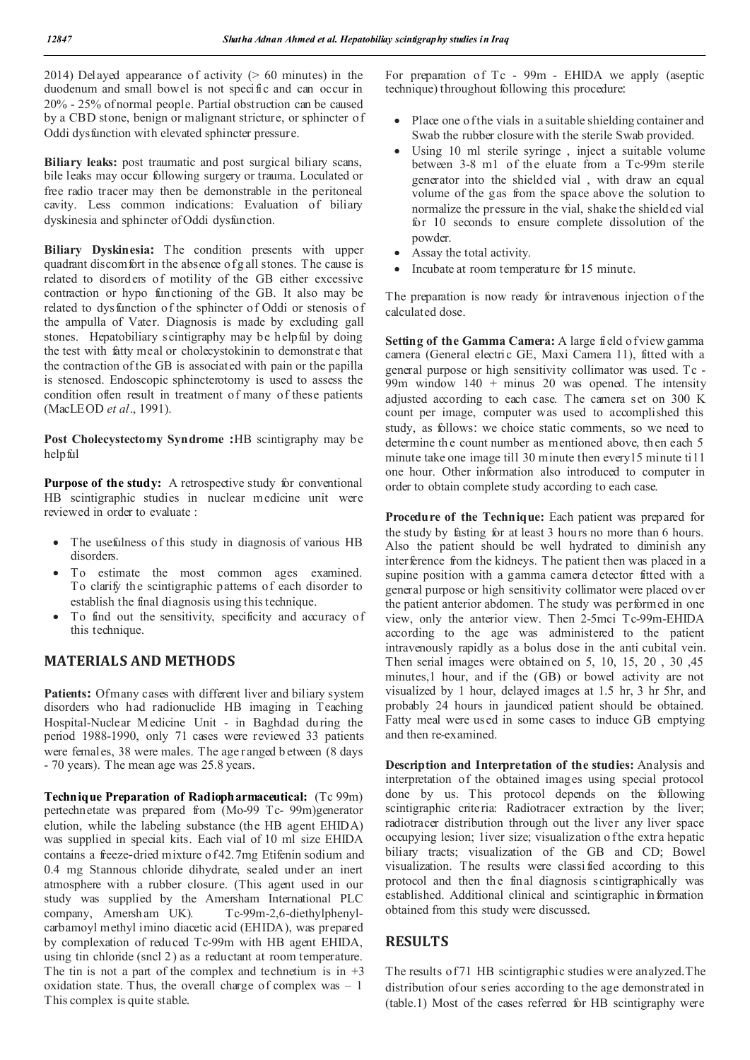2014) Delayed appearance of activity (> 60 minutes) in the duodenum and small bowel is not specific and can occur in 20% - 25% of normal people. Partial obstruction can be caused by a CBD stone, benign or malignant stricture, or sphincter of Oddi dysfunction with elevated sphincter pressure.

**Biliary leaks:** post traumatic and post surgical biliary scans, bile leaks may occur following surgery or trauma. Loculated or free radio tracer may then be demonstrable in the peritoneal cavity. Less common indications: Evaluation of biliary dyskinesia and sphincter of Oddi dysfunction.

**Biliary Dyskinesia:** The condition presents with upper quadrant discomfort in the absence of gall stones. The cause is related to disorders of motility of the GB either excessive contraction or hypo functioning of the GB. It also may be related to dysfunction of the sphincter of Oddi or stenosis of the ampulla of Vater. Diagnosis is made by excluding gall stones. Hepatobiliary scintigraphy may be helpful by doing the test with fatty meal or cholecystokinin to demonstrate that the contraction of the GB is associated with pain or the papilla is stenosed. Endoscopic sphincterotomy is used to assess the condition often result in treatment of many of these patients (MacLEOD *et al*., 1991).

**Post Cholecystectomy Syndrome :**HB scintigraphy may be helpful

**Purpose of the study:** A retrospective study for conventional HB scintigraphic studies in nuclear medicine unit were reviewed in order to evaluate :

- The usefulness of this study in diagnosis of various HB disorders.
- To estimate the most common ages examined. To clarify the scintigraphic patterns of each disorder to establish the final diagnosis using this technique.
- To find out the sensitivity, specificity and accuracy of this technique.

## MATERIALS AND METHODS

**Patients:** Of many cases with different liver and biliary system disorders who had radionuclide HB imaging in Teaching Hospital-Nuclear Medicine Unit - in Baghdad during the period 1988-1990, only 71 cases were reviewed 33 patients were females, 38 were males. The age ranged between (8 days - 70 years). The mean age was 25.8 years.

**Technique Preparation of Radiopharmaceutical:** (Tc 99m) pertechnetate was prepared from (Mo-99 Tc- 99m)generator elution, while the labeling substance (the HB agent EHIDA) was supplied in special kits. Each vial of 10 ml size EHIDA contains a freeze-dried mixture of 42.7mg Etifenin sodium and 0.4 mg Stannous chloride dihydrate, sealed under an inert atmosphere with a rubber closure. (This agent used in our study was supplied by the Amersham International PLC company, Amersham UK). Tc-99m-2,6-diethylphenyl-carbamoyl methyl imino diacetic acid (EHIDA), was prepared by complexation of reduced Tc-99m with HB agent EHIDA, using tin chloride (sncl 2 ) as a reductant at room temperature. The tin is not a part of the complex and technetium is in +3 oxidation state. Thus, the overall charge of complex was – 1 This complex is quite stable.

For preparation of Tc - 99m - EHIDA we apply (aseptic technique) throughout following this procedure:

- Place one of the vials in a suitable shielding container and Swab the rubber closure with the sterile Swab provided.
- Using 10 ml sterile syringe , inject a suitable volume between 3-8 ml of the eluate from a Tc-99m sterile generator into the shielded vial , with draw an equal volume of the gas from the space above the solution to normalize the pressure in the vial, shake the shielded vial for 10 seconds to ensure complete dissolution of the powder.
- Assay the total activity.
- Incubate at room temperature for 15 minute.

The preparation is now ready for intravenous injection of the calculated dose.

**Setting of the Gamma Camera:** A large field of view gamma camera (General electric GE, Maxi Camera 11), fitted with a general purpose or high sensitivity collimator was used. Tc - 99m window 140 + minus 20 was opened. The intensity adjusted according to each case. The camera set on 300 K count per image, computer was used to accomplished this study, as follows: we choice static comments, so we need to determine the count number as mentioned above, then each 5 minute take one image till 30 minute then every15 minute ti11 one hour. Other information also introduced to computer in order to obtain complete study according to each case.

**Procedure of the Technique:** Each patient was prepared for the study by fasting for at least 3 hours no more than 6 hours. Also the patient should be well hydrated to diminish any interference from the kidneys. The patient then was placed in a supine position with a gamma camera detector fitted with a general purpose or high sensitivity collimator were placed over the patient anterior abdomen. The study was performed in one view, only the anterior view. Then 2-5mci Tc-99m-EHIDA according to the age was administered to the patient intravenously rapidly as a bolus dose in the anti cubital vein. Then serial images were obtained on 5, 10, 15, 20 , 30 ,45 minutes,1 hour, and if the (GB) or bowel activity are not visualized by 1 hour, delayed images at 1.5 hr, 3 hr 5hr, and probably 24 hours in jaundiced patient should be obtained. Fatty meal were used in some cases to induce GB emptying and then re-examined.

**Description and Interpretation of the studies:** Analysis and interpretation of the obtained images using special protocol done by us. This protocol depends on the following scintigraphic criteria: Radiotracer extraction by the liver; radiotracer distribution through out the liver any liver space occupying lesion; 1iver size; visualization of the extra hepatic biliary tracts; visualization of the GB and CD; Bowel visualization. The results were classified according to this protocol and then the final diagnosis scintigraphically was established. Additional clinical and scintigraphic information obtained from this study were discussed.

## RESULTS

The results of 71 HB scintigraphic studies were analyzed.The distribution of our series according to the age demonstrated in (table.1) Most of the cases referred for HB scintigraphy were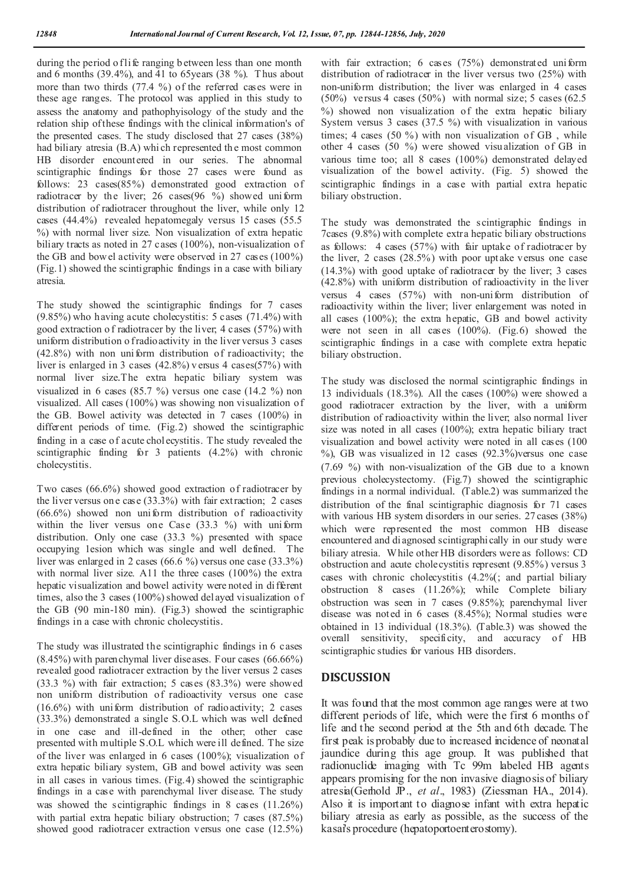during the period of life ranging between less than one month and 6 months (39.4%), and 41 to 65years (38 %). Thus about more than two thirds (77.4 %) of the referred cases were in these age ranges. The protocol was applied in this study to assess the anatomy and pathophyisology of the study and the relation ship of these findings with the clinical information's of the presented cases. The study disclosed that 27 cases (38%) had biliary atresia (B.A) which represented the most common HB disorder encountered in our series. The abnormal scintigraphic findings for those 27 cases were found as follows: 23 cases(85%) demonstrated good extraction of radiotracer by the liver; 26 cases(96 %) showed uniform distribution of radiotracer throughout the liver, while only 12 cases (44.4%) revealed hepatomegaly versus 15 cases (55.5 %) with normal liver size. Non visualization of extra hepatic biliary tracts as noted in 27 cases (100%), non-visualization of the GB and bowel activity were observed in 27 cases (100%) (Fig.1) showed the scintigraphic findings in a case with biliary atresia.

The study showed the scintigraphic findings for 7 cases (9.85%) who having acute cholecystitis: 5 cases (71.4%) with good extraction of radiotracer by the liver; 4 cases (57%) with uniform distribution of radioactivity in the liver versus 3 cases (42.8%) with non uniform distribution of radioactivity; the liver is enlarged in 3 cases (42.8%) versus 4 cases(57%) with normal liver size.The extra hepatic biliary system was visualized in 6 cases (85.7 %) versus one case (14.2 %) non visualized. All cases (100%) was showing non visualization of the GB. Bowel activity was detected in 7 cases (100%) in different periods of time. (Fig.2) showed the scintigraphic finding in a case of acute cholecystitis. The study revealed the scintigraphic finding for 3 patients (4.2%) with chronic cholecystitis.

Two cases (66.6%) showed good extraction of radiotracer by the liver versus one case (33.3%) with fair extraction; 2 cases (66.6%) showed non uniform distribution of radioactivity within the liver versus one Case (33.3 %) with uniform distribution. Only one case (33.3 %) presented with space occupying 1esion which was single and well defined. The liver was enlarged in 2 cases (66.6 %) versus one case (33.3%) with normal liver size. A11 the three cases (100%) the extra hepatic visualization and bowel activity were noted in different times, also the 3 cases (100%) showed delayed visualization of the GB (90 min-180 min). (Fig.3) showed the scintigraphic findings in a case with chronic cholecystitis.

The study was illustrated the scintigraphic findings in 6 cases (8.45%) with parenchymal liver diseases. Four cases (66.66%) revealed good radiotracer extraction by the liver versus 2 cases (33.3 %) with fair extraction; 5 cases (83.3%) were showed non uniform distribution of radioactivity versus one case (16.6%) with uniform distribution of radioactivity; 2 cases (33.3%) demonstrated a single S.O.L which was well defined in one case and ill-defined in the other; other case presented with multiple S.O.L which were ill defined. The size of the liver was enlarged in 6 cases (100%); visualization of extra hepatic biliary system, GB and bowel activity was seen in all cases in various times. (Fig.4) showed the scintigraphic findings in a case with parenchymal liver disease. The study was showed the scintigraphic findings in 8 cases (11.26%) with partial extra hepatic biliary obstruction; 7 cases (87.5%) showed good radiotracer extraction versus one case (12.5%) with fair extraction; 6 cases (75%) demonstrated uniform distribution of radiotracer in the liver versus two (25%) with non-uniform distribution; the liver was enlarged in 4 cases (50%) versus 4 cases (50%) with normal size; 5 cases (62.5 %) showed non visualization of the extra hepatic biliary System versus 3 cases (37.5 %) with visualization in various times; 4 cases (50 %) with non visualization of GB , while other 4 cases (50 %) were showed visualization of GB in various time too; all 8 cases (100%) demonstrated delayed visualization of the bowel activity. (Fig. 5) showed the scintigraphic findings in a case with partial extra hepatic biliary obstruction.

The study was demonstrated the scintigraphic findings in 7cases (9.8%) with complete extra hepatic biliary obstructions as follows: 4 cases (57%) with fair uptake of radiotracer by the liver, 2 cases (28.5%) with poor uptake versus one case (14.3%) with good uptake of radiotracer by the liver; 3 cases (42.8%) with uniform distribution of radioactivity in the liver versus 4 cases (57%) with non-uniform distribution of radioactivity within the liver; liver enlargement was noted in all cases (100%); the extra hepatic, GB and bowel activity were not seen in all cases (100%). (Fig.6) showed the scintigraphic findings in a case with complete extra hepatic biliary obstruction.

The study was disclosed the normal scintigraphic findings in 13 individuals (18.3%). All the cases (100%) were showed a good radiotracer extraction by the liver, with a uniform distribution of radioactivity within the liver; also normal liver size was noted in all cases (100%); extra hepatic biliary tract visualization and bowel activity were noted in all cases (100 %), GB was visualized in 12 cases (92.3%)versus one case (7.69 %) with non-visualization of the GB due to a known previous cholecystectomy. (Fig.7) showed the scintigraphic findings in a normal individual. (Table.2) was summarized the distribution of the final scintigraphic diagnosis for 71 cases with various HB system disorders in our series. 27 cases (38%) which were represented the most common HB disease encountered and diagnosed scintigraphically in our study were biliary atresia. While other HB disorders were as follows: CD obstruction and acute cholecystitis represent (9.85%) versus 3 cases with chronic cholecystitis (4.2%(; and partial biliary obstruction 8 cases (11.26%); while Complete biliary obstruction was seen in 7 cases (9.85%); parenchymal liver disease was noted in 6 cases (8.45%); Normal studies were obtained in 13 individual (18.3%). (Table.3) was showed the overall sensitivity, specificity, and accuracy of HB scintigraphic studies for various HB disorders.

## DISCUSSION

It was found that the most common age ranges were at two different periods of life, which were the first 6 months of life and the second period at the 5th and 6th decade. The first peak is probably due to increased incidence of neonatal jaundice during this age group. It was published that radionuclide imaging with Tc 99m labeled HB agents appears promising for the non invasive diagnosis of biliary atresia(Gerhold JP., *et al*., 1983) (Ziessman HA., 2014). Also it is important to diagnose infant with extra hepatic biliary atresia as early as possible, as the success of the kasai's procedure (hepatoportoenterostomy).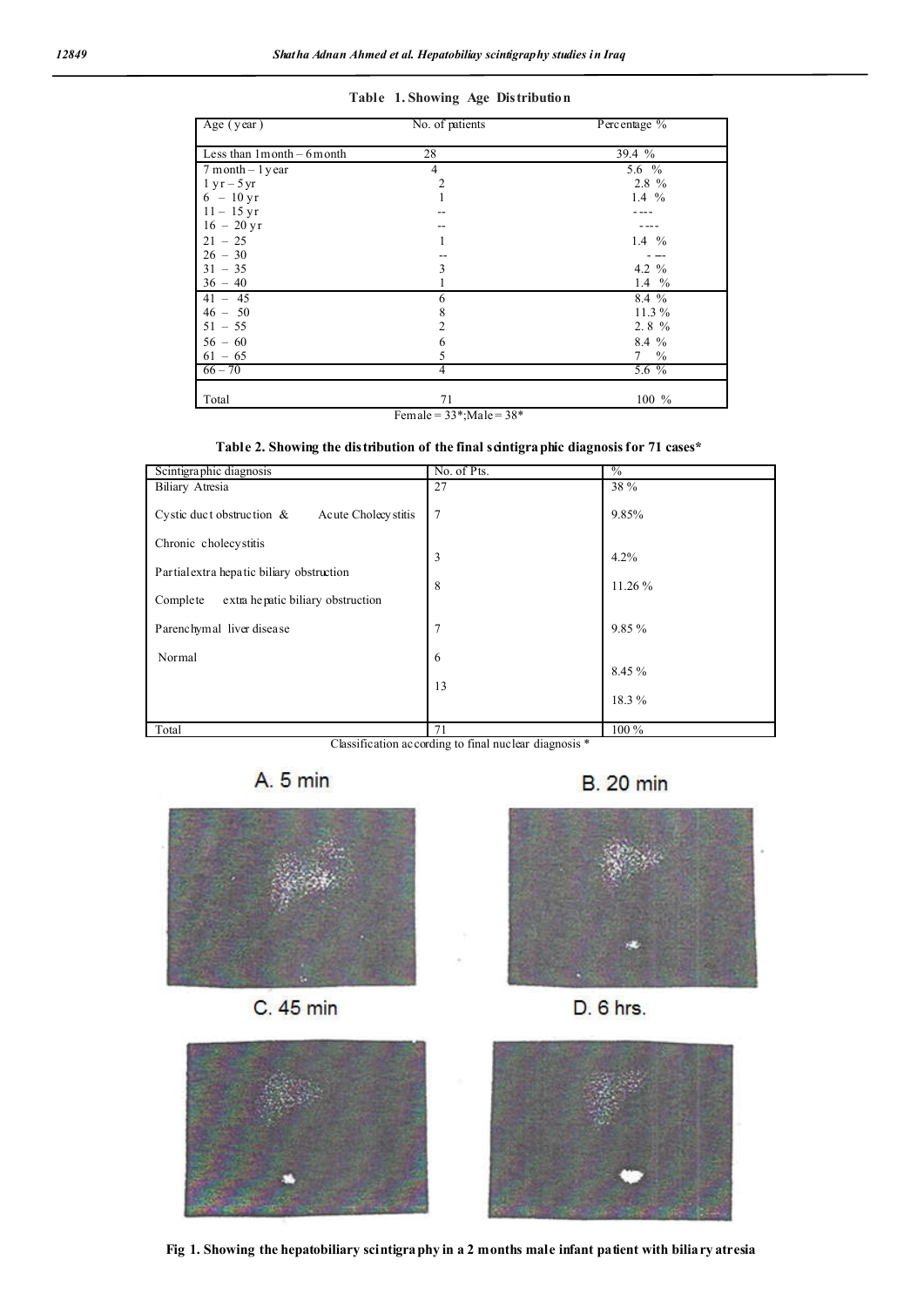**Table 1. Showing Age Distribution**

| Age ( year ) | No. of patients | Percentage % |
|---|---|---|
| Less than 1month – 6month | 28 | 39.4 % |
| 7 month – 1 year | 4 | 5.6 % |
| 1 yr – 5 yr | 2 | 2.8 % |
| 6 – 10 yr | 1 | 1.4 % |
| 11 – 15 yr | -- | ---- |
| 16 – 20 yr | -- | ---- |
| 21 – 25 | 1 | 1.4 % |
| 26 – 30 | -- | ---- |
| 31 – 35 | 3 | 4.2 % |
| 36 – 40 | 1 | 1.4 % |
| 41 – 45 | 6 | 8.4 % |
| 46 – 50 | 8 | 11.3 % |
| 51 – 55 | 2 | 2. 8 % |
| 56 – 60 | 6 | 8.4 % |
| 61 – 65 | 5 | 7 % |
| 66 – 70 | 4 | 5.6 % |
| Total | 71 | 100 % |

Female = 33*;Male = 38*

**Table 2. Showing the distribution of the final scintigraphic diagnosis for 71 cases***

| Scintigraphic diagnosis | No. of Pts. | % |
|---|---|---|
| Biliary Atresia | 27 | 38 % |
| Cystic duct obstruction & Acute Cholecystitis | 7 | 9.85% |
| Chronic cholecystitis | 3 | 4.2% |
| Partial extra hepatic biliary obstruction | 8 | 11.26 % |
| Complete extra hepatic biliary obstruction | 7 | 9.85 % |
| Parenchymal liver disease | 6 | 8.45 % |
| Normal | 13 | 18.3 % |
| Total | 71 | 100 % |

Classification according to final nuclear diagnosis *

A. 5 min B. 20 min C. 45 min D. 6 hrs.

**Fig 1. Showing the hepatobiliary scintigraphy in a 2 months male infant patient with biliary atresia**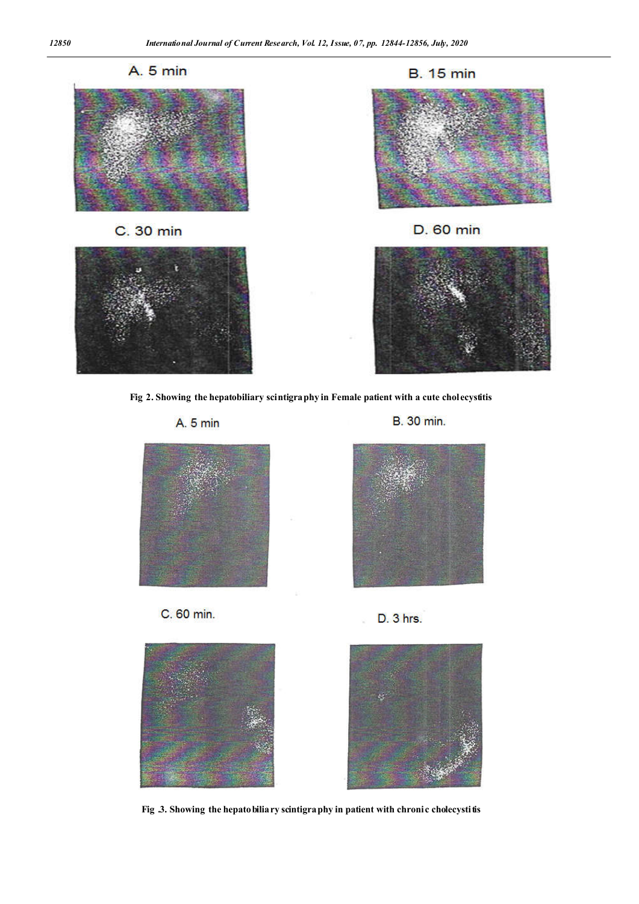A. 5 min

B. 15 min

C. 30 min

D. 60 min

**Fig 2. Showing the hepatobiliary scintigraphy in Female patient with a cute cholecystitis**

A. 5 min

B. 30 min.

C. 60 min.

D. 3 hrs.

**Fig .3. Showing the hepatobiliary scintigraphy in patient with chronic cholecystitis**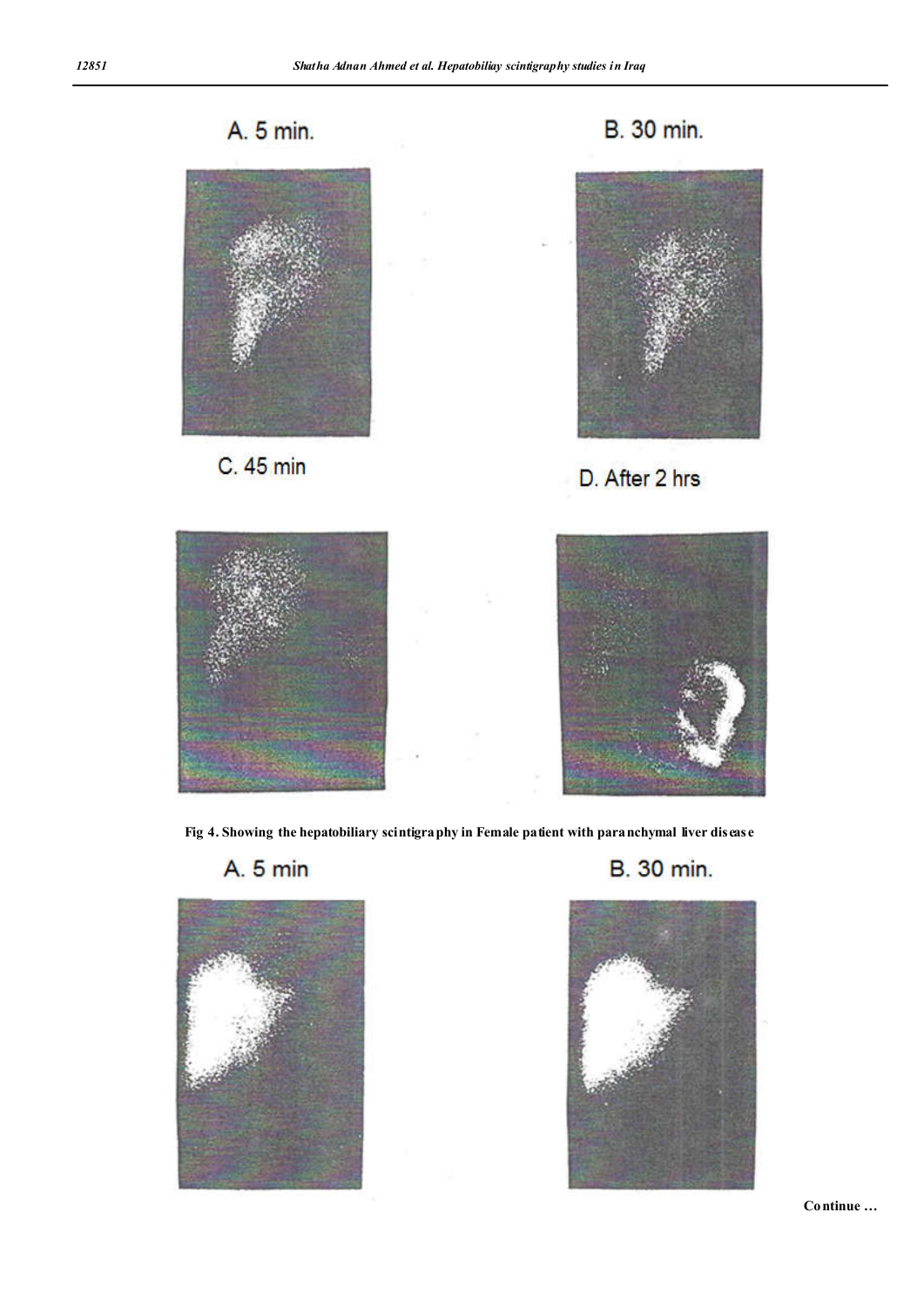A. 5 min.

B. 30 min.

C. 45 min

D. After 2 hrs

**Fig 4. Showing the hepatobiliary scintigraphy in Female patient with paranchymal liver disease**

A. 5 min

B. 30 min.

**Continue …**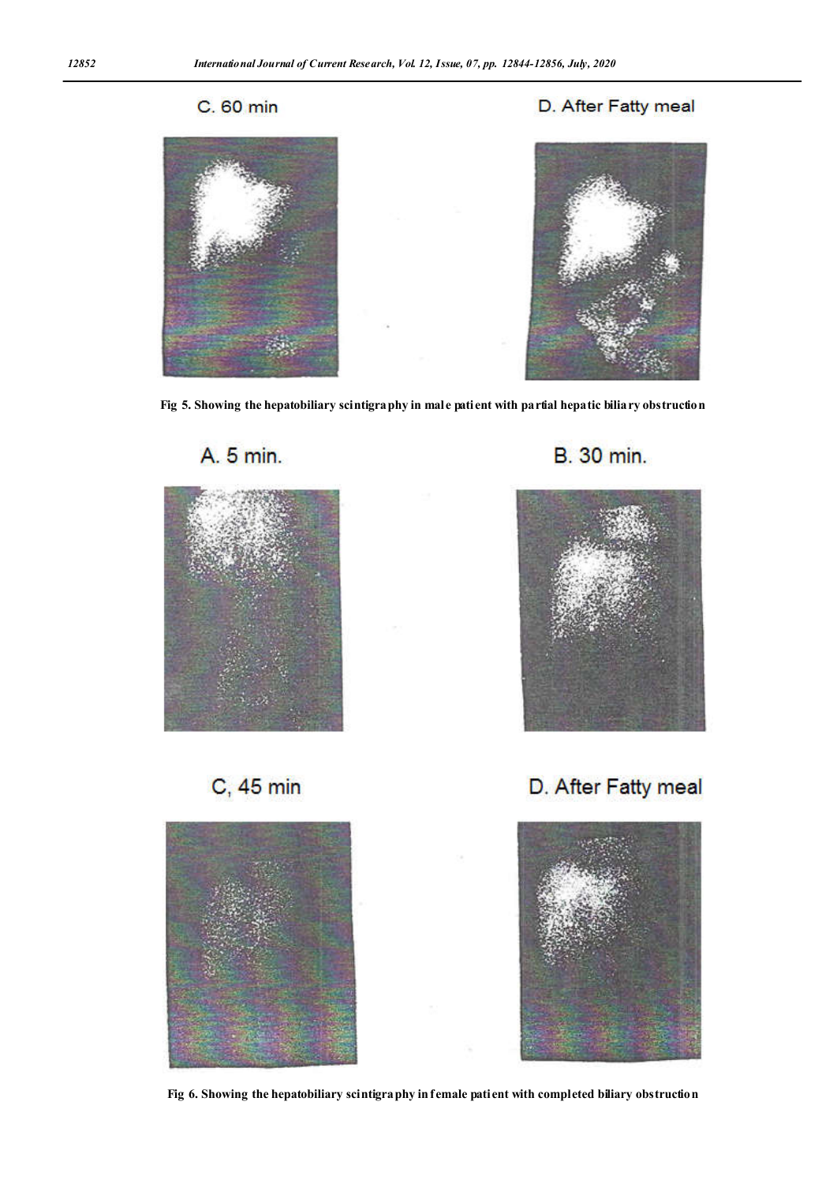C. 60 min

D. After Fatty meal

Fig 5. Showing the hepatobiliary scintigraphy in male patient with partial hepatic biliary obstruction

A. 5 min.

B. 30 min.

C, 45 min

D. After Fatty meal

Fig 6. Showing the hepatobiliary scintigraphy in female patient with completed biliary obstruction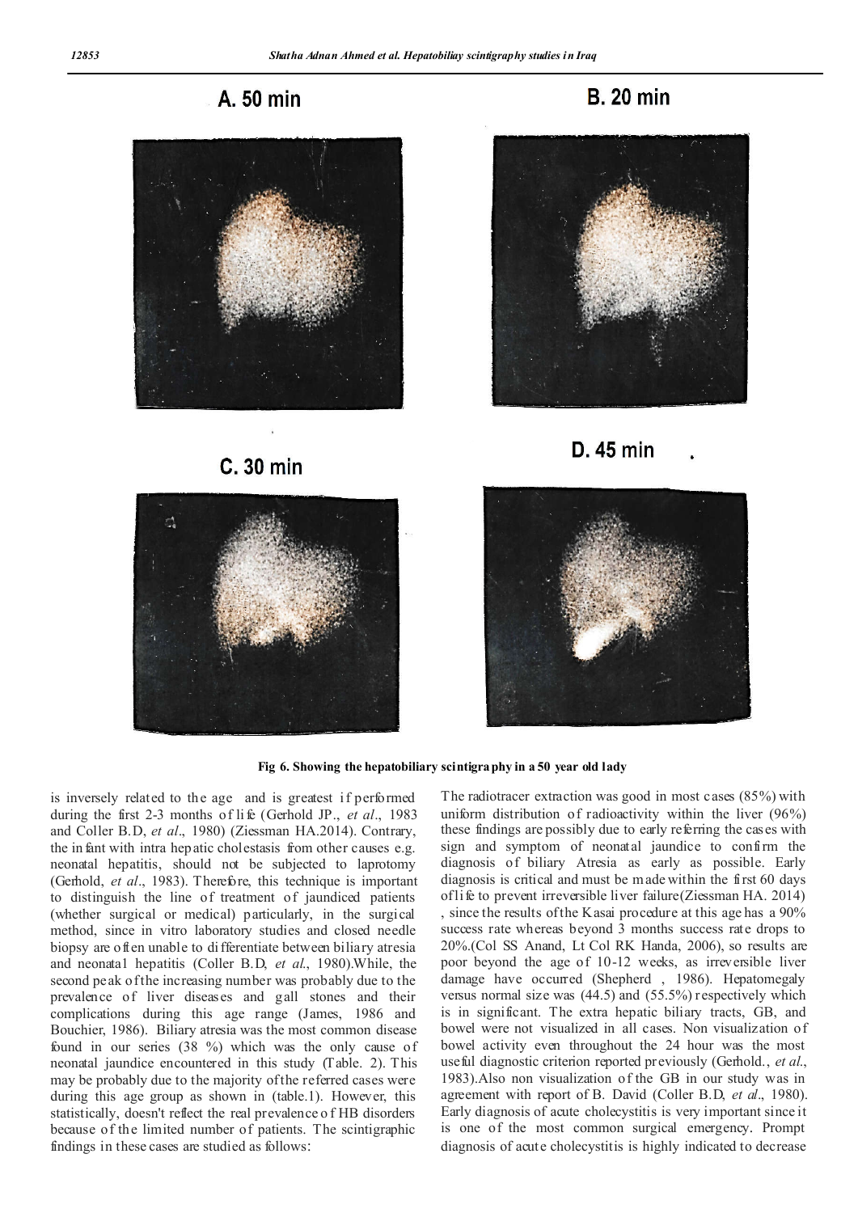A. 50 min

B. 20 min

C. 30 min

D. 45 min

**Fig 6. Showing the hepatobiliary scintigraphy in a 50 year old lady**

is inversely related to the age and is greatest if performed during the first 2-3 months of life (Gerhold JP., *et al*., 1983 and Coller B.D, *et al*., 1980) (Ziessman HA.2014). Contrary, the infant with intra hepatic cholestasis from other causes e.g. neonatal hepatitis, should not be subjected to laprotomy (Gerhold, *et al*., 1983). Therefore, this technique is important to distinguish the line of treatment of jaundiced patients (whether surgical or medical) particularly, in the surgical method, since in vitro laboratory studies and closed needle biopsy are often unable to differentiate between biliary atresia and neonatal hepatitis (Coller B.D, *et al*., 1980).While, the second peak of the increasing number was probably due to the prevalence of liver diseases and gall stones and their complications during this age range (James, 1986 and Bouchier, 1986). Biliary atresia was the most common disease found in our series (38 %) which was the only cause of neonatal jaundice encountered in this study (Table. 2). This may be probably due to the majority of the referred cases were during this age group as shown in (table.1). However, this statistically, doesn't reflect the real prevalence of HB disorders because of the limited number of patients. The scintigraphic findings in these cases are studied as follows:

The radiotracer extraction was good in most cases (85%) with uniform distribution of radioactivity within the liver (96%) these findings are possibly due to early referring the cases with sign and symptom of neonatal jaundice to confirm the diagnosis of biliary Atresia as early as possible. Early diagnosis is critical and must be made within the first 60 days of life to prevent irreversible liver failure(Ziessman HA. 2014) , since the results of the Kasai procedure at this age has a 90% success rate whereas beyond 3 months success rate drops to 20%.(Col SS Anand, Lt Col RK Handa, 2006), so results are poor beyond the age of 10-12 weeks, as irreversible liver damage have occurred (Shepherd , 1986). Hepatomegaly versus normal size was (44.5) and (55.5%) respectively which is in significant. The extra hepatic biliary tracts, GB, and bowel were not visualized in all cases. Non visualization of bowel activity even throughout the 24 hour was the most useful diagnostic criterion reported previously (Gerhold., *et al*., 1983).Also non visualization of the GB in our study was in agreement with report of B. David (Coller B.D, *et al*., 1980). Early diagnosis of acute cholecystitis is very important since it is one of the most common surgical emergency. Prompt diagnosis of acute cholecystitis is highly indicated to decrease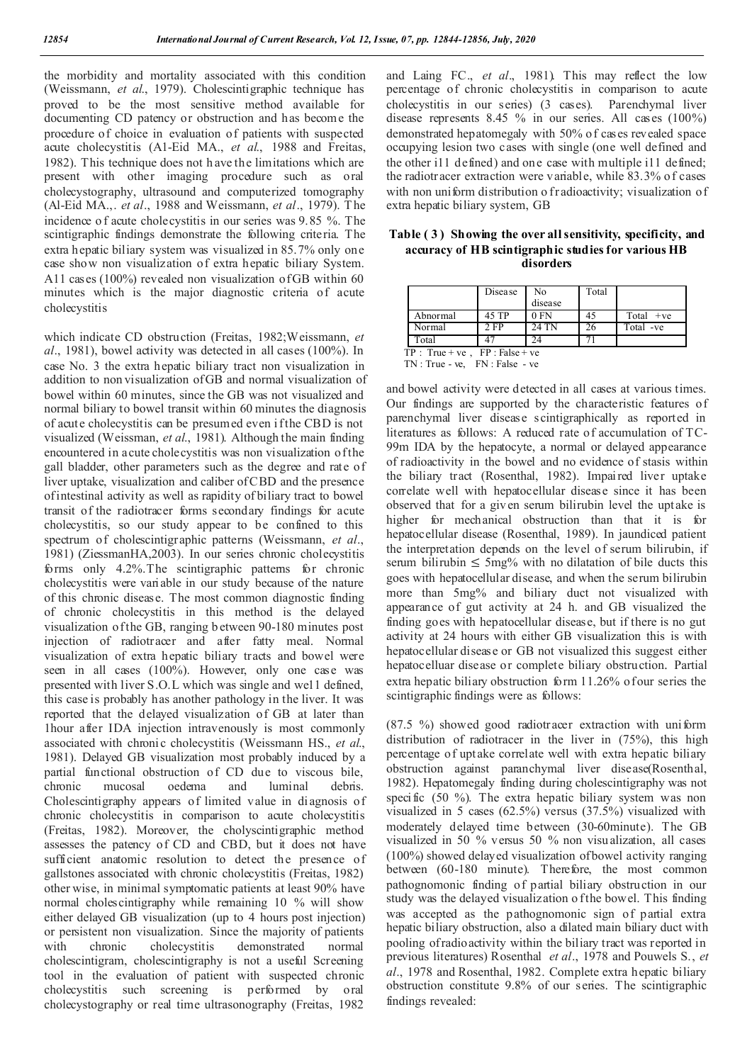the morbidity and mortality associated with this condition (Weissmann, *et al.*, 1979). Cholescintigraphic technique has proved to be the most sensitive method available for documenting CD patency or obstruction and has become the procedure of choice in evaluation of patients with suspected acute cholecystitis (A1-Eid MA., *et al.*, 1988 and Freitas, 1982). This technique does not have the limitations which are present with other imaging procedure such as oral cholecystography, ultrasound and computerized tomography (Al-Eid MA.,. *et al*., 1988 and Weissmann, *et al*., 1979). The incidence of acute cholecystitis in our series was 9.85 %. The scintigraphic findings demonstrate the following criteria. The extra hepatic biliary system was visualized in 85.7% only one case show non visualization of extra hepatic biliary System. A11 cases (100%) revealed non visualization of GB within 60 minutes which is the major diagnostic criteria of acute cholecystitis

which indicate CD obstruction (Freitas, 1982;Weissmann, *et al*., 1981), bowel activity was detected in all cases (100%). In case No. 3 the extra hepatic biliary tract non visualization in addition to non visualization of GB and normal visualization of bowel within 60 minutes, since the GB was not visualized and normal biliary to bowel transit within 60 minutes the diagnosis of acute cholecystitis can be presumed even if the CBD is not visualized (Weissman, *et al*., 1981). Although the main finding encountered in acute cholecystitis was non visualization of the gall bladder, other parameters such as the degree and rate of liver uptake, visualization and caliber of CBD and the presence of intestinal activity as well as rapidity of biliary tract to bowel transit of the radiotracer forms secondary findings for acute cholecystitis, so our study appear to be confined to this spectrum of cholescintigraphic patterns (Weissmann, *et al*., 1981) (ZiessmanHA,2003). In our series chronic cholecystitis forms only 4.2%.The scintigraphic patterns for chronic cholecystitis were variable in our study because of the nature of this chronic disease. The most common diagnostic finding of chronic cholecystitis in this method is the delayed visualization of the GB, ranging between 90-180 minutes post injection of radiotracer and after fatty meal. Normal visualization of extra hepatic biliary tracts and bowel were seen in all cases (100%). However, only one case was presented with liver S.O.L which was single and wel1 defined, this case is probably has another pathology in the liver. It was reported that the delayed visualization of GB at later than 1hour after IDA injection intravenously is most commonly associated with chronic cholecystitis (Weissmann HS., *et al*., 1981). Delayed GB visualization most probably induced by a partial functional obstruction of CD due to viscous bile, chronic mucosal oedema and luminal debris. Cholescintigraphy appears of limited value in diagnosis of chronic cholecystitis in comparison to acute cholecystitis (Freitas, 1982). Moreover, the cholyscintigraphic method assesses the patency of CD and CBD, but it does not have sufficient anatomic resolution to detect the presence of gallstones associated with chronic cholecystitis (Freitas, 1982) other wise, in minimal symptomatic patients at least 90% have normal cholescintigraphy while remaining 10 % will show either delayed GB visualization (up to 4 hours post injection) or persistent non visualization. Since the majority of patients with chronic cholecystitis demonstrated normal cholescintigram, cholescintigraphy is not a useful Screening tool in the evaluation of patient with suspected chronic cholecystitis such screening is performed by oral cholecystography or real time ultrasonography (Freitas, 1982

and Laing FC., *et al*., 1981). This may reflect the low percentage of chronic cholecystitis in comparison to acute cholecystitis in our series) (3 cases). Parenchymal liver disease represents 8.45 % in our series. All cases (100%) demonstrated hepatomegaly with 50% of cases revealed space occupying lesion two cases with single (one well defined and the other i11 defined) and one case with multiple i11 defined; the radiotracer extraction were variable, while 83.3% of cases with non uniform distribution of radioactivity; visualization of extra hepatic biliary system, GB

**Table (3) Showing the over all sensitivity, specificity, and accuracy of HB scintigraphic studies for various HB disorders**

| | Disease | No disease | Total | |
|---|---|---|---|---|
| Abnormal | 45 TP | 0 FN | 45 | Total +ve |
| Normal | 2 FP | 24 TN | 26 | Total -ve |
| Total | 47 | 24 | 71 | |

TP : True + ve , FP : False + ve
TN : True - ve, FN : False - ve

and bowel activity were detected in all cases at various times. Our findings are supported by the characteristic features of parenchymal liver disease scintigraphically as reported in literatures as follows: A reduced rate of accumulation of TC-99m IDA by the hepatocyte, a normal or delayed appearance of radioactivity in the bowel and no evidence of stasis within the biliary tract (Rosenthal, 1982). Impaired liver uptake correlate well with hepatocellular disease since it has been observed that for a given serum bilirubin level the uptake is higher for mechanical obstruction than that it is for hepatocellular disease (Rosenthal, 1989). In jaundiced patient the interpretation depends on the level of serum bilirubin, if serum bilirubin ≤ 5mg% with no dilatation of bile ducts this goes with hepatocellular disease, and when the serum bilirubin more than 5mg% and biliary duct not visualized with appearance of gut activity at 24 h. and GB visualized the finding goes with hepatocellular disease, but if there is no gut activity at 24 hours with either GB visualization this is with hepatocellular disease or GB not visualized this suggest either hepatocelluar disease or complete biliary obstruction. Partial extra hepatic biliary obstruction form 11.26% of our series the scintigraphic findings were as follows:

(87.5 %) showed good radiotracer extraction with uniform distribution of radiotracer in the liver in (75%), this high percentage of uptake correlate well with extra hepatic biliary obstruction against paranchymal liver disease(Rosenthal, 1982). Hepatomegaly finding during cholescintigraphy was not specific (50 %). The extra hepatic biliary system was non visualized in 5 cases (62.5%) versus (37.5%) visualized with moderately delayed time between (30-60minute). The GB visualized in 50 % versus 50 % non visualization, all cases (100%) showed delayed visualization of bowel activity ranging between (60-180 minute). Therefore, the most common pathognomonic finding of partial biliary obstruction in our study was the delayed visualization of the bowel. This finding was accepted as the pathognomonic sign of partial extra hepatic biliary obstruction, also a dilated main biliary duct with pooling of radioactivity within the biliary tract was reported in previous literatures) Rosenthal *et al*., 1978 and Pouwels S., *et al*., 1978 and Rosenthal, 1982. Complete extra hepatic biliary obstruction constitute 9.8% of our series. The scintigraphic findings revealed: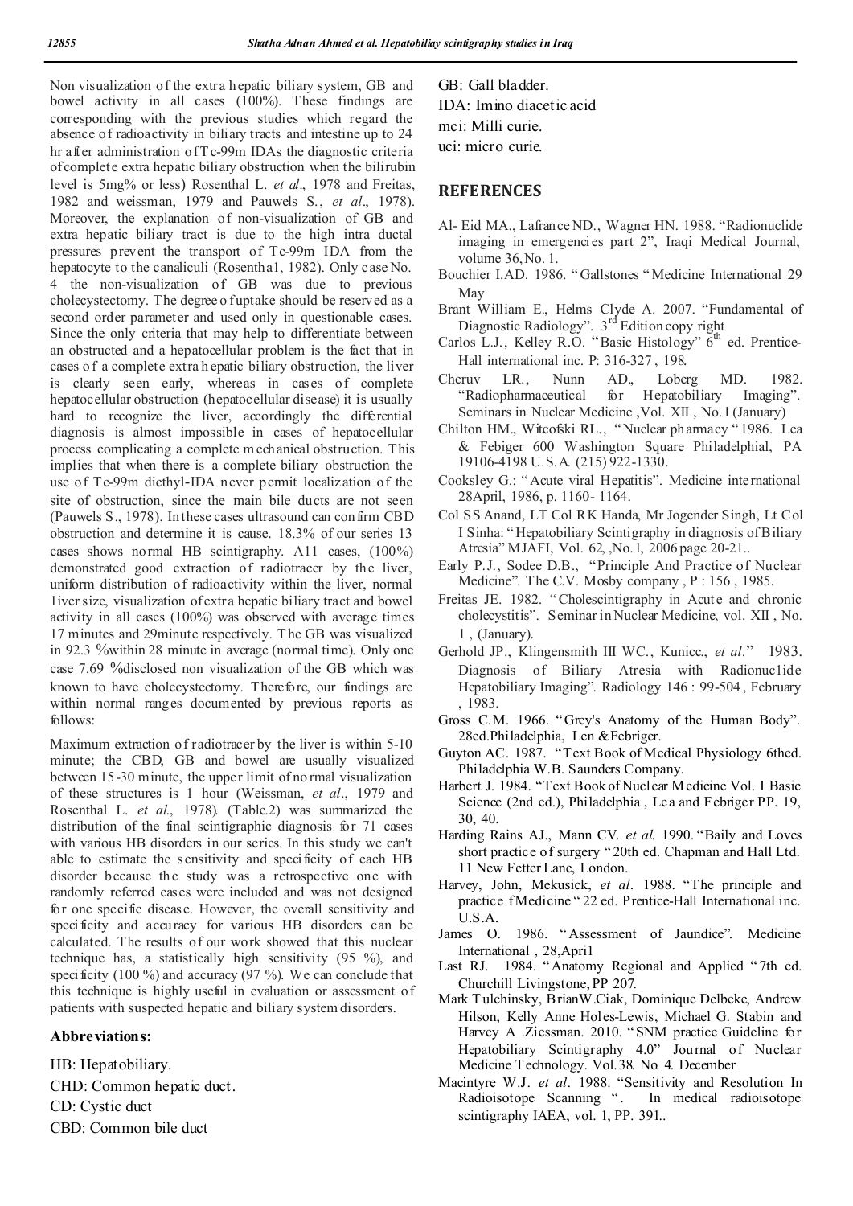Non visualization of the extra hepatic biliary system, GB and bowel activity in all cases (100%). These findings are corresponding with the previous studies which regard the absence of radioactivity in biliary tracts and intestine up to 24 hr after administration of Tc-99m IDAs the diagnostic criteria of complete extra hepatic biliary obstruction when the bilirubin level is 5mg% or less) Rosenthal L. *et al*., 1978 and Freitas, 1982 and weissman, 1979 and Pauwels S., *et al*., 1978). Moreover, the explanation of non-visualization of GB and extra hepatic biliary tract is due to the high intra ductal pressures prevent the transport of Tc-99m IDA from the hepatocyte to the canaliculi (Rosenthal, 1982). Only case No. 4 the non-visualization of GB was due to previous cholecystectomy. The degree of uptake should be reserved as a second order parameter and used only in questionable cases. Since the only criteria that may help to differentiate between an obstructed and a hepatocellular problem is the fact that in cases of a complete extra hepatic biliary obstruction, the liver is clearly seen early, whereas in cases of complete hepatocellular obstruction (hepatocellular disease) it is usually hard to recognize the liver, accordingly the differential diagnosis is almost impossible in cases of hepatocellular process complicating a complete mechanical obstruction. This implies that when there is a complete biliary obstruction the use of Tc-99m diethyl-IDA never permit localization of the site of obstruction, since the main bile ducts are not seen (Pauwels S., 1978). In these cases ultrasound can confirm CBD obstruction and determine it is cause. 18.3% of our series 13 cases shows normal HB scintigraphy. All cases, (100%) demonstrated good extraction of radiotracer by the liver, uniform distribution of radioactivity within the liver, normal liver size, visualization of extra hepatic biliary tract and bowel activity in all cases (100%) was observed with average times 17 minutes and 29minute respectively. The GB was visualized in 92.3 %within 28 minute in average (normal time). Only one case 7.69 %disclosed non visualization of the GB which was known to have cholecystectomy. Therefore, our findings are within normal ranges documented by previous reports as follows:

Maximum extraction of radiotracer by the liver is within 5-10 minute; the CBD, GB and bowel are usually visualized between 15-30 minute, the upper limit of normal visualization of these structures is 1 hour (Weissman, *et al*., 1979 and Rosenthal L. *et al*., 1978). (Table.2) was summarized the distribution of the final scintigraphic diagnosis for 71 cases with various HB disorders in our series. In this study we can't able to estimate the sensitivity and specificity of each HB disorder because the study was a retrospective one with randomly referred cases were included and was not designed for one specific disease. However, the overall sensitivity and specificity and accuracy for various HB disorders can be calculated. The results of our work showed that this nuclear technique has, a statistically high sensitivity (95 %), and specificity (100 %) and accuracy (97 %). We can conclude that this technique is highly useful in evaluation or assessment of patients with suspected hepatic and biliary system disorders.

### Abbreviations:

HB: Hepatobiliary.
CHD: Common hepatic duct.
CD: Cystic duct
CBD: Common bile duct
GB: Gall bladder.
IDA: Imino diacetic acid
mci: Milli curie.
uci: micro curie.

## REFERENCES

- Al- Eid MA., Lafrance ND., Wagner HN. 1988. "Radionuclide imaging in emergencies part 2", Iraqi Medical Journal, volume 36, No. 1.
- Bouchier I.AD. 1986. "Gallstones "Medicine International 29 May
- Brant William E., Helms Clyde A. 2007. "Fundamental of Diagnostic Radiology". 3rd Edition copy right
- Carlos L.J., Kelley R.O. "Basic Histology" 6th ed. Prentice-Hall international inc. P: 316-327, 198.
- Cheruv LR., Nunn AD., Loberg MD. 1982. "Radiopharmaceutical for Hepatobiliary Imaging". Seminars in Nuclear Medicine, Vol. XII, No.1 (January)
- Chilton HM., Witcofski RL., "Nuclear pharmacy" 1986. Lea & Febiger 600 Washington Square Philadelphial, PA 19106-4198 U.S.A. (215) 922-1330.
- Cooksley G.: "Acute viral Hepatitis". Medicine international 28April, 1986, p. 1160- 1164.
- Col SS Anand, LT Col RK Handa, Mr Jogender Singh, Lt Col I Sinha: "Hepatobiliary Scintigraphy in diagnosis of Biliary Atresia" MJAFI, Vol. 62, ,No.1, 2006 page 20-21..
- Early P.J., Sodee D.B., "Principle And Practice of Nuclear Medicine". The C.V. Mosby company, P: 156, 1985.
- Freitas JE. 1982. "Cholescintigraphy in Acute and chronic cholecystitis". Seminar in Nuclear Medicine, vol. XII, No. 1, (January).
- Gerhold JP., Klingensmith III WC., Kunicc., *et al*." 1983. Diagnosis of Biliary Atresia with Radionuclide Hepatobiliary Imaging". Radiology 146 : 99-504, February, 1983.
- Gross C.M. 1966. "Grey's Anatomy of the Human Body". 28ed.Philadelphia, Len &Febriger.
- Guyton AC. 1987. "Text Book of Medical Physiology 6thed. Philadelphia W.B. Saunders Company.
- Harbert J. 1984. "Text Book of Nuclear Medicine Vol. I Basic Science (2nd ed.), Philadelphia, Lea and Febriger PP. 19, 30, 40.
- Harding Rains AJ., Mann CV. *et al*. 1990. "Baily and Loves short practice of surgery "20th ed. Chapman and Hall Ltd. 11 New Fetter Lane, London.
- Harvey, John, Mekusick, *et al*. 1988. "The principle and practice fMedicine " 22 ed. Prentice-Hall International inc. U.S.A.
- James O. 1986. "Assessment of Jaundice". Medicine International, 28,April
- Last RJ. 1984. "Anatomy Regional and Applied "7th ed. Churchill Livingstone, PP 207.
- Mark Tulchinsky, BrianW.Ciak, Dominique Delbeke, Andrew Hilson, Kelly Anne Holes-Lewis, Michael G. Stabin and Harvey A .Ziessman. 2010. "SNM practice Guideline for Hepatobiliary Scintigraphy 4.0" Journal of Nuclear Medicine Technology. Vol.38. No. 4. December
- Macintyre W.J. *et al*. 1988. "Sensitivity and Resolution In Radioisotope Scanning ". In medical radioisotope scintigraphy IAEA, vol. 1, PP. 391..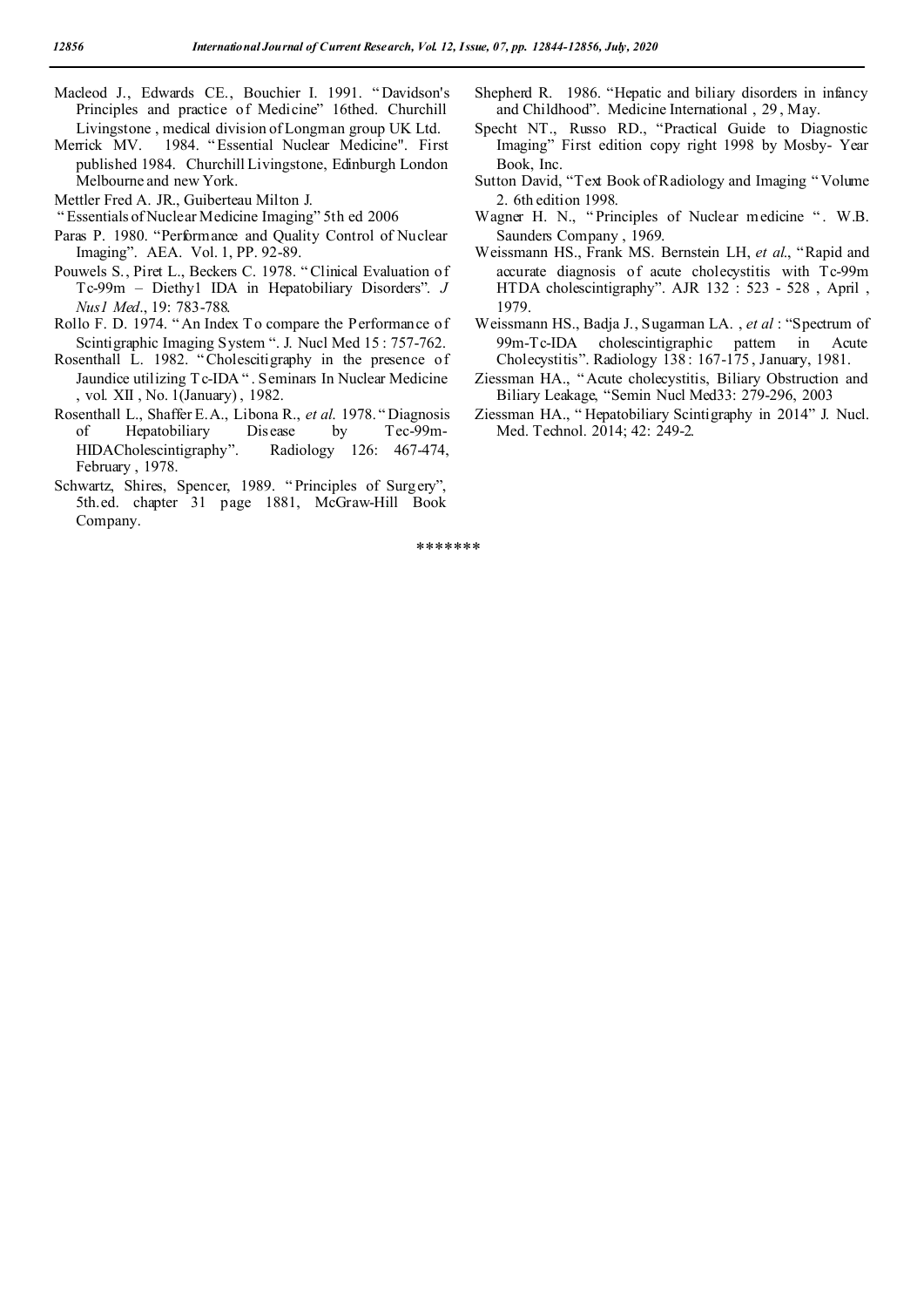Macleod J., Edwards CE., Bouchier I. 1991. "Davidson's Principles and practice of Medicine" 16thed. Churchill Livingstone , medical division of Longman group UK Ltd.

Merrick MV. 1984. "Essential Nuclear Medicine". First published 1984. Churchill Livingstone, Edinburgh London Melbourne and new York.

Mettler Fred A. JR., Guiberteau Milton J.

"Essentials of Nuclear Medicine Imaging" 5th ed 2006

Paras P. 1980. "Performance and Quality Control of Nuclear Imaging". AEA. Vol. 1, PP. 92-89.

Pouwels S., Piret L., Beckers C. 1978. "Clinical Evaluation of Tc-99m – Diethy1 IDA in Hepatobiliary Disorders". *J Nus1 Med*., 19: 783-788.

Rollo F. D. 1974. "An Index To compare the Performance of Scintigraphic Imaging System ". J. Nucl Med 15 : 757-762.

Rosenthall L. 1982. "Cholescitigraphy in the presence of Jaundice utilizing Tc-IDA ". Seminars In Nuclear Medicine , vol. XII , No. 1(January) , 1982.

Rosenthall L., Shaffer E.A., Libona R., *et al.* 1978. "Diagnosis of Hepatobiliary Disease by Tec-99m-HIDACholescintigraphy". Radiology 126: 467-474, February , 1978.

Schwartz, Shires, Spencer, 1989. "Principles of Surgery", 5th.ed. chapter 31 page 1881, McGraw-Hill Book Company.

Shepherd R. 1986. "Hepatic and biliary disorders in infancy and Childhood". Medicine International , 29 , May.

Specht NT., Russo RD., "Practical Guide to Diagnostic Imaging" First edition copy right 1998 by Mosby- Year Book, Inc.

Sutton David, "Text Book of Radiology and Imaging "Volume 2. 6th edition 1998.

Wagner H. N., "Principles of Nuclear medicine ". W.B. Saunders Company , 1969.

Weissmann HS., Frank MS. Bernstein LH, *et al*., "Rapid and accurate diagnosis of acute cholecystitis with Tc-99m HTDA cholescintigraphy". AJR 132 : 523 - 528 , April , 1979.

Weissmann HS., Badja J., Sugarman LA. , *et al* : "Spectrum of 99m-Tc-IDA cholescintigraphic pattern in Acute Cholecystitis". Radiology 138 : 167-175 , January, 1981.

Ziessman HA., "Acute cholecystitis, Biliary Obstruction and Biliary Leakage, "Semin Nucl Med33: 279-296, 2003

Ziessman HA., "Hepatobiliary Scintigraphy in 2014" J. Nucl. Med. Technol. 2014; 42: 249-2.

*******